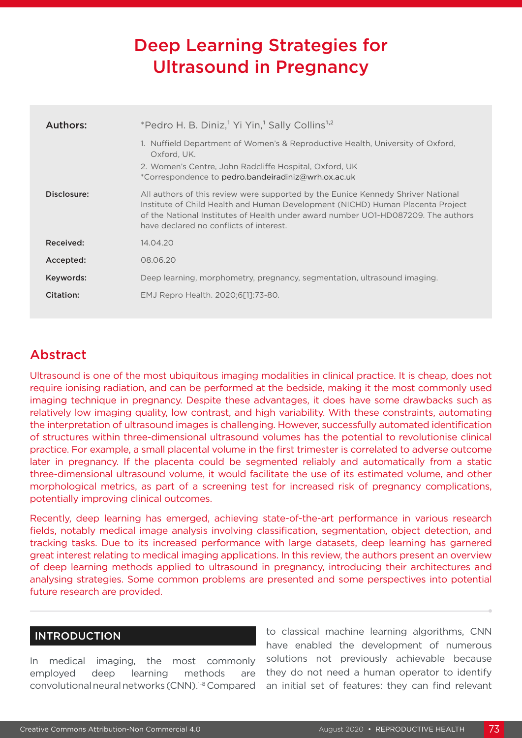# Deep Learning Strategies for Ultrasound in Pregnancy

| | |
|---|---|
| **Authors:** | *Pedro H. B. Diniz,[1] Yi Yin,[1] Sally Collins[1,2] <br> 1. Nuffield Department of Women's & Reproductive Health, University of Oxford, Oxford, UK. <br> 2. Women's Centre, John Radcliffe Hospital, Oxford, UK <br> *Correspondence to pedro.bandeiradiniz@wrh.ox.ac.uk |
| **Disclosure:** | All authors of this review were supported by the Eunice Kennedy Shriver National Institute of Child Health and Human Development (NICHD) Human Placenta Project of the National Institutes of Health under award number UO1-HD087209. The authors have declared no conflicts of interest. |
| **Received:** | 14.04.20 |
| **Accepted:** | 08.06.20 |
| **Keywords:** | Deep learning, morphometry, pregnancy, segmentation, ultrasound imaging. |
| **Citation:** | EMJ Repro Health. 2020;6[1]:73-80. |

## Abstract

Ultrasound is one of the most ubiquitous imaging modalities in clinical practice. It is cheap, does not require ionising radiation, and can be performed at the bedside, making it the most commonly used imaging technique in pregnancy. Despite these advantages, it does have some drawbacks such as relatively low imaging quality, low contrast, and high variability. With these constraints, automating the interpretation of ultrasound images is challenging. However, successfully automated identification of structures within three-dimensional ultrasound volumes has the potential to revolutionise clinical practice. For example, a small placental volume in the first trimester is correlated to adverse outcome later in pregnancy. If the placenta could be segmented reliably and automatically from a static three-dimensional ultrasound volume, it would facilitate the use of its estimated volume, and other morphological metrics, as part of a screening test for increased risk of pregnancy complications, potentially improving clinical outcomes.

Recently, deep learning has emerged, achieving state-of-the-art performance in various research fields, notably medical image analysis involving classification, segmentation, object detection, and tracking tasks. Due to its increased performance with large datasets, deep learning has garnered great interest relating to medical imaging applications. In this review, the authors present an overview of deep learning methods applied to ultrasound in pregnancy, introducing their architectures and analysing strategies. Some common problems are presented and some perspectives into potential future research are provided.

## INTRODUCTION

In medical imaging, the most commonly employed deep learning methods are convolutional neural networks (CNN).[1-8] Compared to classical machine learning algorithms, CNN have enabled the development of numerous solutions not previously achievable because they do not need a human operator to identify an initial set of features: they can find relevant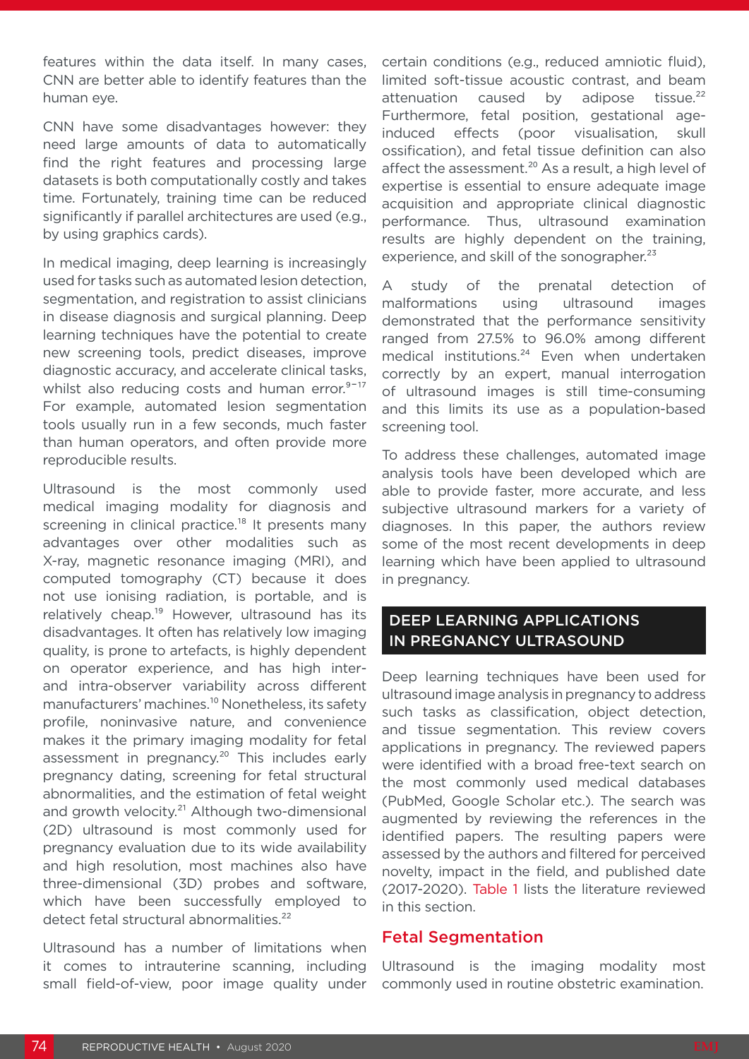features within the data itself. In many cases, CNN are better able to identify features than the human eye.

CNN have some disadvantages however: they need large amounts of data to automatically find the right features and processing large datasets is both computationally costly and takes time. Fortunately, training time can be reduced significantly if parallel architectures are used (e.g., by using graphics cards).

In medical imaging, deep learning is increasingly used for tasks such as automated lesion detection, segmentation, and registration to assist clinicians in disease diagnosis and surgical planning. Deep learning techniques have the potential to create new screening tools, predict diseases, improve diagnostic accuracy, and accelerate clinical tasks, whilst also reducing costs and human error.[9–17] For example, automated lesion segmentation tools usually run in a few seconds, much faster than human operators, and often provide more reproducible results.

Ultrasound is the most commonly used medical imaging modality for diagnosis and screening in clinical practice.[18] It presents many advantages over other modalities such as X-ray, magnetic resonance imaging (MRI), and computed tomography (CT) because it does not use ionising radiation, is portable, and is relatively cheap.[19] However, ultrasound has its disadvantages. It often has relatively low imaging quality, is prone to artefacts, is highly dependent on operator experience, and has high inter- and intra-observer variability across different manufacturers' machines.[10] Nonetheless, its safety profile, noninvasive nature, and convenience makes it the primary imaging modality for fetal assessment in pregnancy.[20] This includes early pregnancy dating, screening for fetal structural abnormalities, and the estimation of fetal weight and growth velocity.[21] Although two-dimensional (2D) ultrasound is most commonly used for pregnancy evaluation due to its wide availability and high resolution, most machines also have three-dimensional (3D) probes and software, which have been successfully employed to detect fetal structural abnormalities.[22]

Ultrasound has a number of limitations when it comes to intrauterine scanning, including small field-of-view, poor image quality under certain conditions (e.g., reduced amniotic fluid), limited soft-tissue acoustic contrast, and beam attenuation caused by adipose tissue.[22] Furthermore, fetal position, gestational age-induced effects (poor visualisation, skull ossification), and fetal tissue definition can also affect the assessment.[20] As a result, a high level of expertise is essential to ensure adequate image acquisition and appropriate clinical diagnostic performance. Thus, ultrasound examination results are highly dependent on the training, experience, and skill of the sonographer.[23]

A study of the prenatal detection of malformations using ultrasound images demonstrated that the performance sensitivity ranged from 27.5% to 96.0% among different medical institutions.[24] Even when undertaken correctly by an expert, manual interrogation of ultrasound images is still time-consuming and this limits its use as a population-based screening tool.

To address these challenges, automated image analysis tools have been developed which are able to provide faster, more accurate, and less subjective ultrasound markers for a variety of diagnoses. In this paper, the authors review some of the most recent developments in deep learning which have been applied to ultrasound in pregnancy.

## DEEP LEARNING APPLICATIONS IN PREGNANCY ULTRASOUND

Deep learning techniques have been used for ultrasound image analysis in pregnancy to address such tasks as classification, object detection, and tissue segmentation. This review covers applications in pregnancy. The reviewed papers were identified with a broad free-text search on the most commonly used medical databases (PubMed, Google Scholar etc.). The search was augmented by reviewing the references in the identified papers. The resulting papers were assessed by the authors and filtered for perceived novelty, impact in the field, and published date (2017-2020). Table 1 lists the literature reviewed in this section.

### Fetal Segmentation

Ultrasound is the imaging modality most commonly used in routine obstetric examination.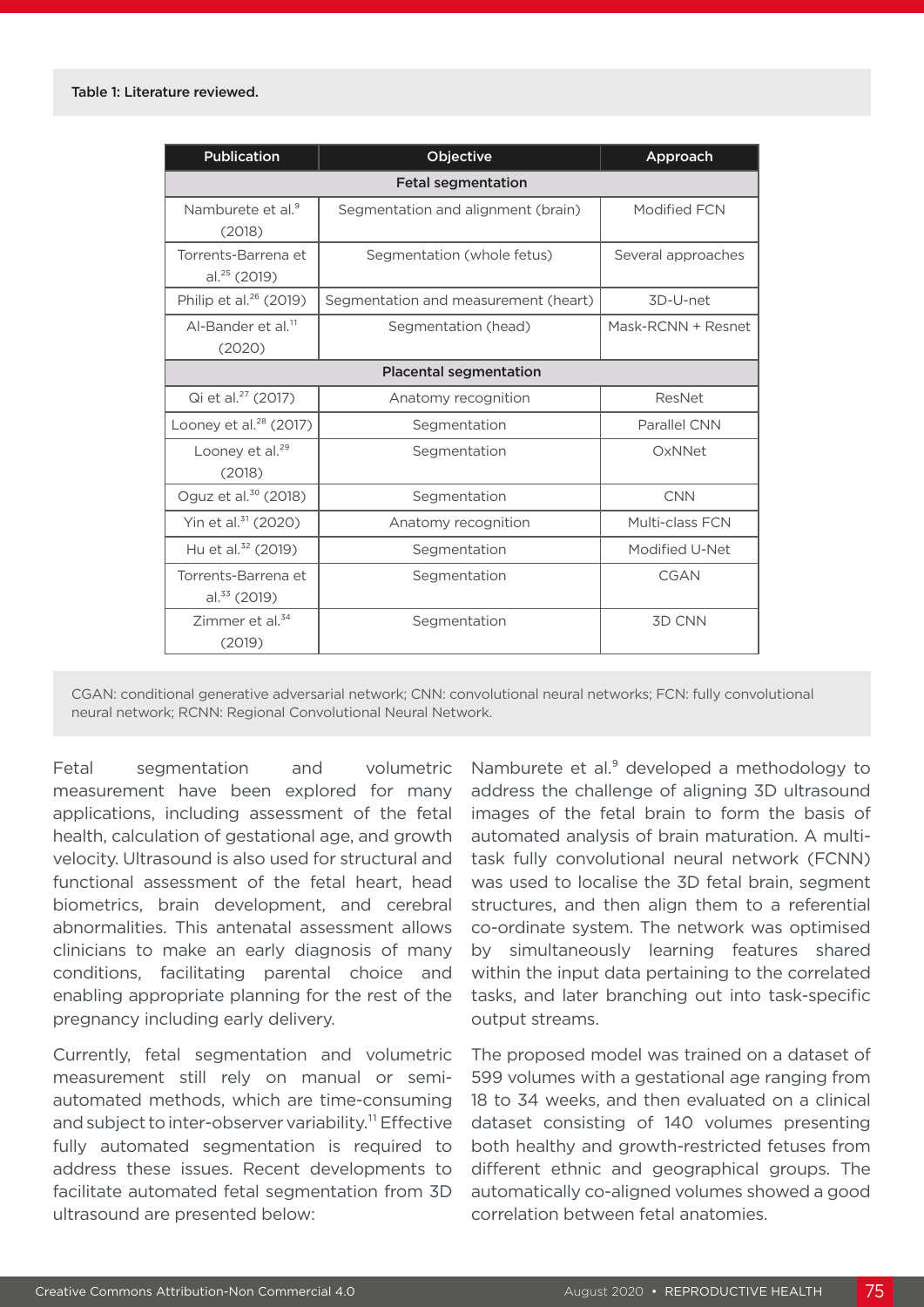**Table 1: Literature reviewed.**

| Publication | Objective | Approach |
|---|---|---|
| **Fetal segmentation** | | |
| Namburete et al.[9] (2018) | Segmentation and alignment (brain) | Modified FCN |
| Torrents-Barrena et al.[25] (2019) | Segmentation (whole fetus) | Several approaches |
| Philip et al.[26] (2019) | Segmentation and measurement (heart) | 3D-U-net |
| Al-Bander et al.[11] (2020) | Segmentation (head) | Mask-RCNN + Resnet |
| **Placental segmentation** | | |
| Qi et al.[27] (2017) | Anatomy recognition | ResNet |
| Looney et al.[28] (2017) | Segmentation | Parallel CNN |
| Looney et al.[29] (2018) | Segmentation | OxNNet |
| Oguz et al.[30] (2018) | Segmentation | CNN |
| Yin et al.[31] (2020) | Anatomy recognition | Multi-class FCN |
| Hu et al.[32] (2019) | Segmentation | Modified U-Net |
| Torrents-Barrena et al.[33] (2019) | Segmentation | CGAN |
| Zimmer et al.[34] (2019) | Segmentation | 3D CNN |

CGAN: conditional generative adversarial network; CNN: convolutional neural networks; FCN: fully convolutional neural network; RCNN: Regional Convolutional Neural Network.

Fetal segmentation and volumetric measurement have been explored for many applications, including assessment of the fetal health, calculation of gestational age, and growth velocity. Ultrasound is also used for structural and functional assessment of the fetal heart, head biometrics, brain development, and cerebral abnormalities. This antenatal assessment allows clinicians to make an early diagnosis of many conditions, facilitating parental choice and enabling appropriate planning for the rest of the pregnancy including early delivery.

Currently, fetal segmentation and volumetric measurement still rely on manual or semi-automated methods, which are time-consuming and subject to inter-observer variability.[11] Effective fully automated segmentation is required to address these issues. Recent developments to facilitate automated fetal segmentation from 3D ultrasound are presented below:

Namburete et al.[9] developed a methodology to address the challenge of aligning 3D ultrasound images of the fetal brain to form the basis of automated analysis of brain maturation. A multi-task fully convolutional neural network (FCNN) was used to localise the 3D fetal brain, segment structures, and then align them to a referential co-ordinate system. The network was optimised by simultaneously learning features shared within the input data pertaining to the correlated tasks, and later branching out into task-specific output streams.

The proposed model was trained on a dataset of 599 volumes with a gestational age ranging from 18 to 34 weeks, and then evaluated on a clinical dataset consisting of 140 volumes presenting both healthy and growth-restricted fetuses from different ethnic and geographical groups. The automatically co-aligned volumes showed a good correlation between fetal anatomies.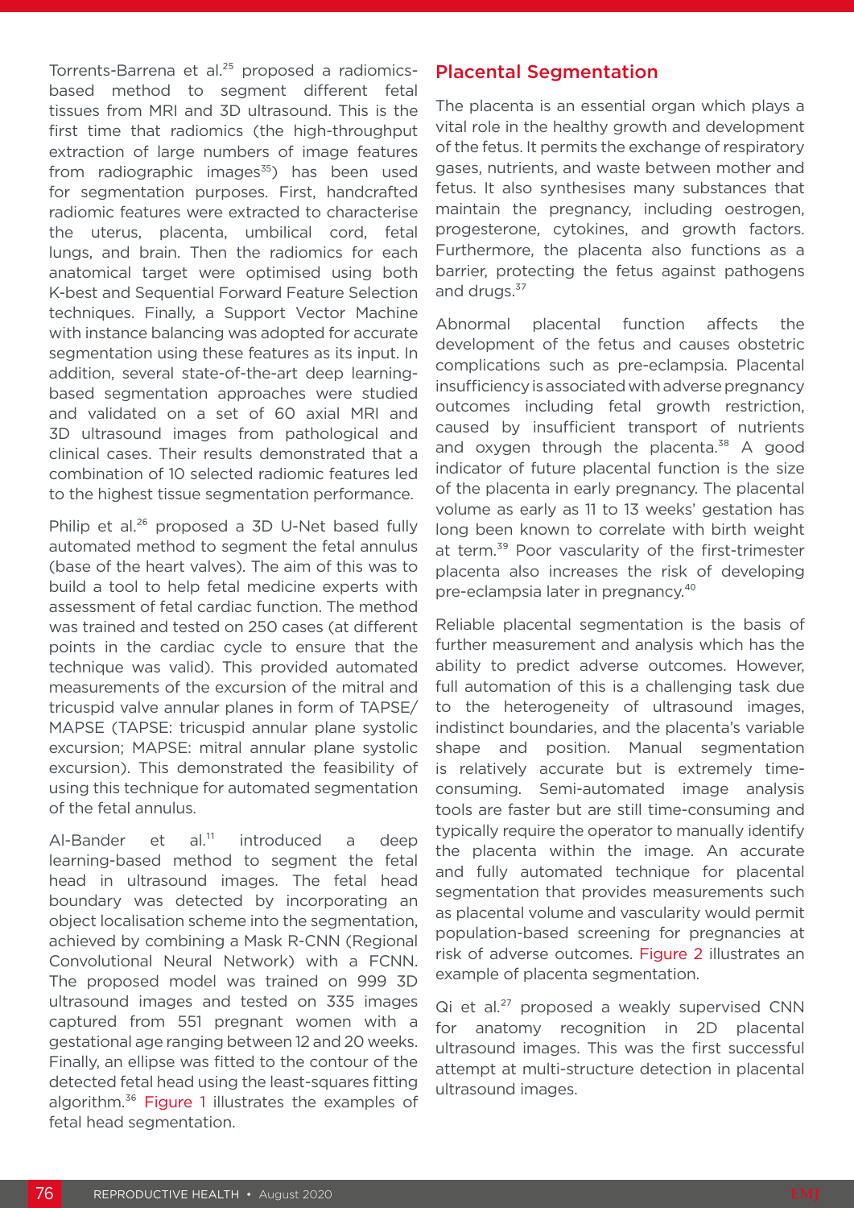Torrents-Barrena et al.[25] proposed a radiomics-based method to segment different fetal tissues from MRI and 3D ultrasound. This is the first time that radiomics (the high-throughput extraction of large numbers of image features from radiographic images[35]) has been used for segmentation purposes. First, handcrafted radiomic features were extracted to characterise the uterus, placenta, umbilical cord, fetal lungs, and brain. Then the radiomics for each anatomical target were optimised using both K-best and Sequential Forward Feature Selection techniques. Finally, a Support Vector Machine with instance balancing was adopted for accurate segmentation using these features as its input. In addition, several state-of-the-art deep learning-based segmentation approaches were studied and validated on a set of 60 axial MRI and 3D ultrasound images from pathological and clinical cases. Their results demonstrated that a combination of 10 selected radiomic features led to the highest tissue segmentation performance.

Philip et al.[26] proposed a 3D U-Net based fully automated method to segment the fetal annulus (base of the heart valves). The aim of this was to build a tool to help fetal medicine experts with assessment of fetal cardiac function. The method was trained and tested on 250 cases (at different points in the cardiac cycle to ensure that the technique was valid). This provided automated measurements of the excursion of the mitral and tricuspid valve annular planes in form of TAPSE/MAPSE (TAPSE: tricuspid annular plane systolic excursion; MAPSE: mitral annular plane systolic excursion). This demonstrated the feasibility of using this technique for automated segmentation of the fetal annulus.

Al-Bander et al.[11] introduced a deep learning-based method to segment the fetal head in ultrasound images. The fetal head boundary was detected by incorporating an object localisation scheme into the segmentation, achieved by combining a Mask R-CNN (Regional Convolutional Neural Network) with a FCNN. The proposed model was trained on 999 3D ultrasound images and tested on 335 images captured from 551 pregnant women with a gestational age ranging between 12 and 20 weeks. Finally, an ellipse was fitted to the contour of the detected fetal head using the least-squares fitting algorithm.[36] Figure 1 illustrates the examples of fetal head segmentation.

## Placental Segmentation

The placenta is an essential organ which plays a vital role in the healthy growth and development of the fetus. It permits the exchange of respiratory gases, nutrients, and waste between mother and fetus. It also synthesises many substances that maintain the pregnancy, including oestrogen, progesterone, cytokines, and growth factors. Furthermore, the placenta also functions as a barrier, protecting the fetus against pathogens and drugs.[37]

Abnormal placental function affects the development of the fetus and causes obstetric complications such as pre-eclampsia. Placental insufficiency is associated with adverse pregnancy outcomes including fetal growth restriction, caused by insufficient transport of nutrients and oxygen through the placenta.[38] A good indicator of future placental function is the size of the placenta in early pregnancy. The placental volume as early as 11 to 13 weeks' gestation has long been known to correlate with birth weight at term.[39] Poor vascularity of the first-trimester placenta also increases the risk of developing pre-eclampsia later in pregnancy.[40]

Reliable placental segmentation is the basis of further measurement and analysis which has the ability to predict adverse outcomes. However, full automation of this is a challenging task due to the heterogeneity of ultrasound images, indistinct boundaries, and the placenta's variable shape and position. Manual segmentation is relatively accurate but is extremely time-consuming. Semi-automated image analysis tools are faster but are still time-consuming and typically require the operator to manually identify the placenta within the image. An accurate and fully automated technique for placental segmentation that provides measurements such as placental volume and vascularity would permit population-based screening for pregnancies at risk of adverse outcomes. Figure 2 illustrates an example of placenta segmentation.

Qi et al.[27] proposed a weakly supervised CNN for anatomy recognition in 2D placental ultrasound images. This was the first successful attempt at multi-structure detection in placental ultrasound images.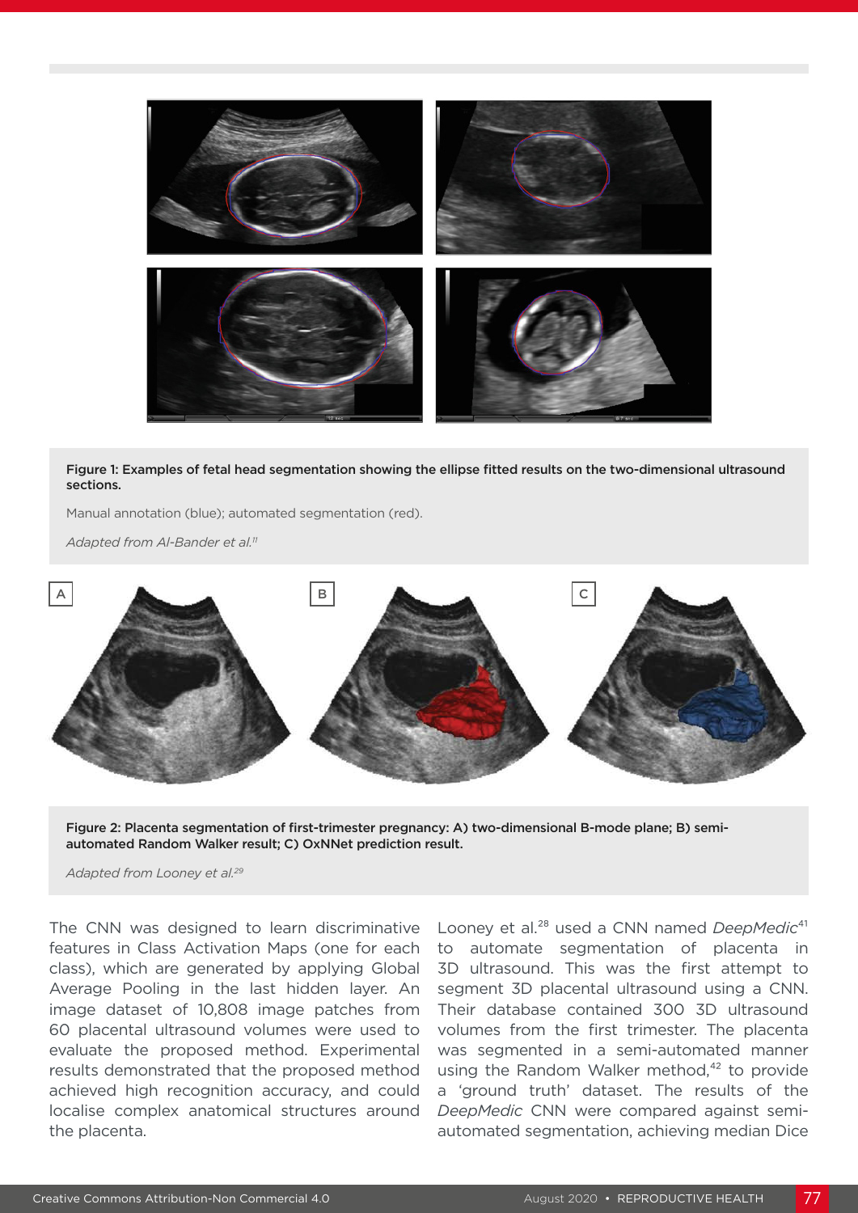**Figure 1: Examples of fetal head segmentation showing the ellipse fitted results on the two-dimensional ultrasound sections.**

Manual annotation (blue); automated segmentation (red).

*Adapted from Al-Bander et al.[11]*

**Figure 2: Placenta segmentation of first-trimester pregnancy: A) two-dimensional B-mode plane; B) semi-automated Random Walker result; C) OxNNet prediction result.**

*Adapted from Looney et al.[29]*

The CNN was designed to learn discriminative features in Class Activation Maps (one for each class), which are generated by applying Global Average Pooling in the last hidden layer. An image dataset of 10,808 image patches from 60 placental ultrasound volumes were used to evaluate the proposed method. Experimental results demonstrated that the proposed method achieved high recognition accuracy, and could localise complex anatomical structures around the placenta.

Looney et al.[28] used a CNN named *DeepMedic*[41] to automate segmentation of placenta in 3D ultrasound. This was the first attempt to segment 3D placental ultrasound using a CNN. Their database contained 300 3D ultrasound volumes from the first trimester. The placenta was segmented in a semi-automated manner using the Random Walker method,[42] to provide a 'ground truth' dataset. The results of the *DeepMedic* CNN were compared against semi-automated segmentation, achieving median Dice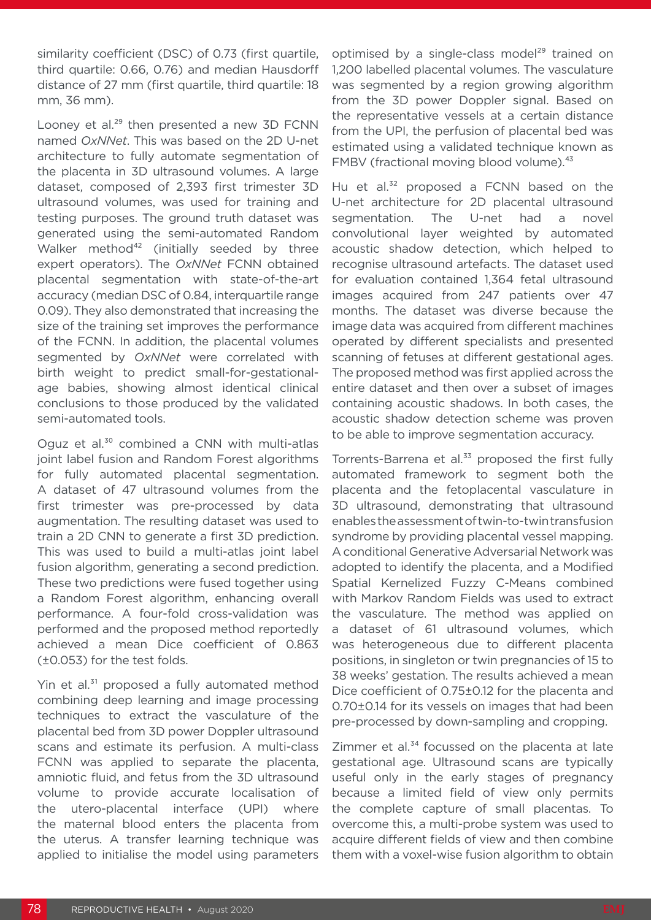similarity coefficient (DSC) of 0.73 (first quartile, third quartile: 0.66, 0.76) and median Hausdorff distance of 27 mm (first quartile, third quartile: 18 mm, 36 mm).

Looney et al.[29] then presented a new 3D FCNN named *OxNNet*. This was based on the 2D U-net architecture to fully automate segmentation of the placenta in 3D ultrasound volumes. A large dataset, composed of 2,393 first trimester 3D ultrasound volumes, was used for training and testing purposes. The ground truth dataset was generated using the semi-automated Random Walker method[42] (initially seeded by three expert operators). The *OxNNet* FCNN obtained placental segmentation with state-of-the-art accuracy (median DSC of 0.84, interquartile range 0.09). They also demonstrated that increasing the size of the training set improves the performance of the FCNN. In addition, the placental volumes segmented by *OxNNet* were correlated with birth weight to predict small-for-gestational-age babies, showing almost identical clinical conclusions to those produced by the validated semi-automated tools.

Oguz et al.[30] combined a CNN with multi-atlas joint label fusion and Random Forest algorithms for fully automated placental segmentation. A dataset of 47 ultrasound volumes from the first trimester was pre-processed by data augmentation. The resulting dataset was used to train a 2D CNN to generate a first 3D prediction. This was used to build a multi-atlas joint label fusion algorithm, generating a second prediction. These two predictions were fused together using a Random Forest algorithm, enhancing overall performance. A four-fold cross-validation was performed and the proposed method reportedly achieved a mean Dice coefficient of 0.863 (±0.053) for the test folds.

Yin et al.[31] proposed a fully automated method combining deep learning and image processing techniques to extract the vasculature of the placental bed from 3D power Doppler ultrasound scans and estimate its perfusion. A multi-class FCNN was applied to separate the placenta, amniotic fluid, and fetus from the 3D ultrasound volume to provide accurate localisation of the utero-placental interface (UPI) where the maternal blood enters the placenta from the uterus. A transfer learning technique was applied to initialise the model using parameters optimised by a single-class model[29] trained on 1,200 labelled placental volumes. The vasculature was segmented by a region growing algorithm from the 3D power Doppler signal. Based on the representative vessels at a certain distance from the UPI, the perfusion of placental bed was estimated using a validated technique known as FMBV (fractional moving blood volume).[43]

Hu et al.[32] proposed a FCNN based on the U-net architecture for 2D placental ultrasound segmentation. The U-net had a novel convolutional layer weighted by automated acoustic shadow detection, which helped to recognise ultrasound artefacts. The dataset used for evaluation contained 1,364 fetal ultrasound images acquired from 247 patients over 47 months. The dataset was diverse because the image data was acquired from different machines operated by different specialists and presented scanning of fetuses at different gestational ages. The proposed method was first applied across the entire dataset and then over a subset of images containing acoustic shadows. In both cases, the acoustic shadow detection scheme was proven to be able to improve segmentation accuracy.

Torrents-Barrena et al.[33] proposed the first fully automated framework to segment both the placenta and the fetoplacental vasculature in 3D ultrasound, demonstrating that ultrasound enables the assessment of twin-to-twin transfusion syndrome by providing placental vessel mapping. A conditional Generative Adversarial Network was adopted to identify the placenta, and a Modified Spatial Kernelized Fuzzy C-Means combined with Markov Random Fields was used to extract the vasculature. The method was applied on a dataset of 61 ultrasound volumes, which was heterogeneous due to different placenta positions, in singleton or twin pregnancies of 15 to 38 weeks' gestation. The results achieved a mean Dice coefficient of 0.75±0.12 for the placenta and 0.70±0.14 for its vessels on images that had been pre-processed by down-sampling and cropping.

Zimmer et al.[34] focussed on the placenta at late gestational age. Ultrasound scans are typically useful only in the early stages of pregnancy because a limited field of view only permits the complete capture of small placentas. To overcome this, a multi-probe system was used to acquire different fields of view and then combine them with a voxel-wise fusion algorithm to obtain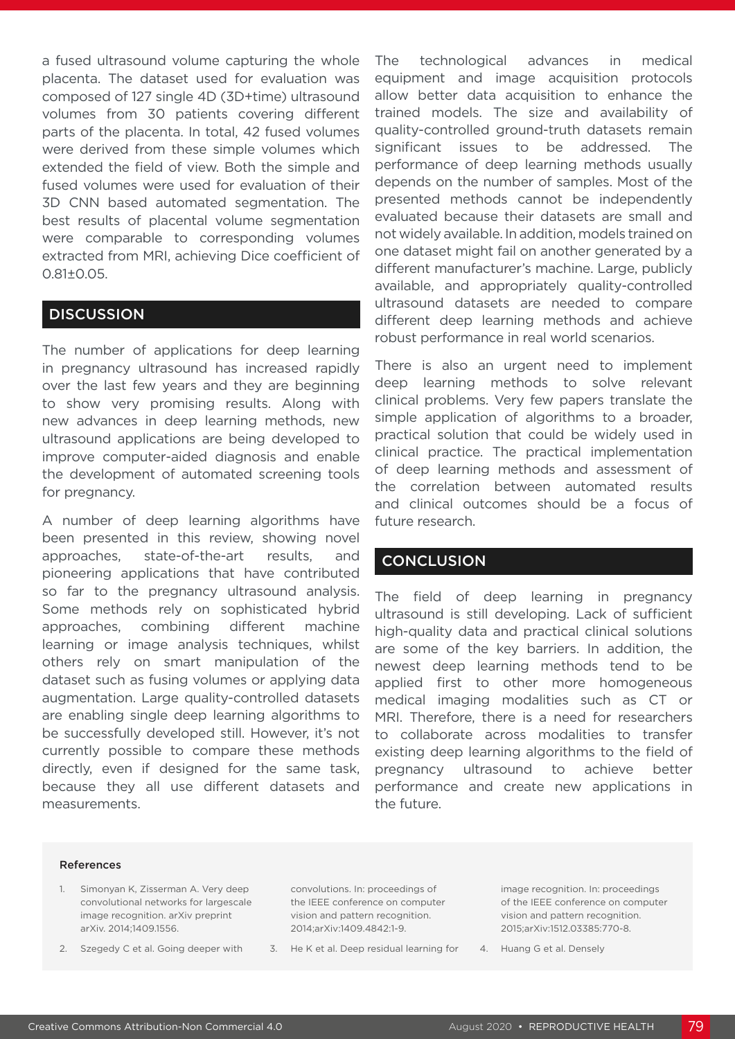a fused ultrasound volume capturing the whole placenta. The dataset used for evaluation was composed of 127 single 4D (3D+time) ultrasound volumes from 30 patients covering different parts of the placenta. In total, 42 fused volumes were derived from these simple volumes which extended the field of view. Both the simple and fused volumes were used for evaluation of their 3D CNN based automated segmentation. The best results of placental volume segmentation were comparable to corresponding volumes extracted from MRI, achieving Dice coefficient of 0.81±0.05.

## DISCUSSION

The number of applications for deep learning in pregnancy ultrasound has increased rapidly over the last few years and they are beginning to show very promising results. Along with new advances in deep learning methods, new ultrasound applications are being developed to improve computer-aided diagnosis and enable the development of automated screening tools for pregnancy.

A number of deep learning algorithms have been presented in this review, showing novel approaches, state-of-the-art results, and pioneering applications that have contributed so far to the pregnancy ultrasound analysis. Some methods rely on sophisticated hybrid approaches, combining different machine learning or image analysis techniques, whilst others rely on smart manipulation of the dataset such as fusing volumes or applying data augmentation. Large quality-controlled datasets are enabling single deep learning algorithms to be successfully developed still. However, it's not currently possible to compare these methods directly, even if designed for the same task, because they all use different datasets and measurements.

The technological advances in medical equipment and image acquisition protocols allow better data acquisition to enhance the trained models. The size and availability of quality-controlled ground-truth datasets remain significant issues to be addressed. The performance of deep learning methods usually depends on the number of samples. Most of the presented methods cannot be independently evaluated because their datasets are small and not widely available. In addition, models trained on one dataset might fail on another generated by a different manufacturer's machine. Large, publicly available, and appropriately quality-controlled ultrasound datasets are needed to compare different deep learning methods and achieve robust performance in real world scenarios.

There is also an urgent need to implement deep learning methods to solve relevant clinical problems. Very few papers translate the simple application of algorithms to a broader, practical solution that could be widely used in clinical practice. The practical implementation of deep learning methods and assessment of the correlation between automated results and clinical outcomes should be a focus of future research.

## CONCLUSION

The field of deep learning in pregnancy ultrasound is still developing. Lack of sufficient high-quality data and practical clinical solutions are some of the key barriers. In addition, the newest deep learning methods tend to be applied first to other more homogeneous medical imaging modalities such as CT or MRI. Therefore, there is a need for researchers to collaborate across modalities to transfer existing deep learning algorithms to the field of pregnancy ultrasound to achieve better performance and create new applications in the future.

### References

1. Simonyan K, Zisserman A. Very deep convolutional networks for largescale image recognition. arXiv preprint arXiv. 2014;1409.1556.
2. Szegedy C et al. Going deeper with convolutions. In: proceedings of the IEEE conference on computer vision and pattern recognition. 2014;arXiv:1409.4842:1-9.
3. He K et al. Deep residual learning for image recognition. In: proceedings of the IEEE conference on computer vision and pattern recognition. 2015;arXiv:1512.03385:770-8.
4. Huang G et al. Densely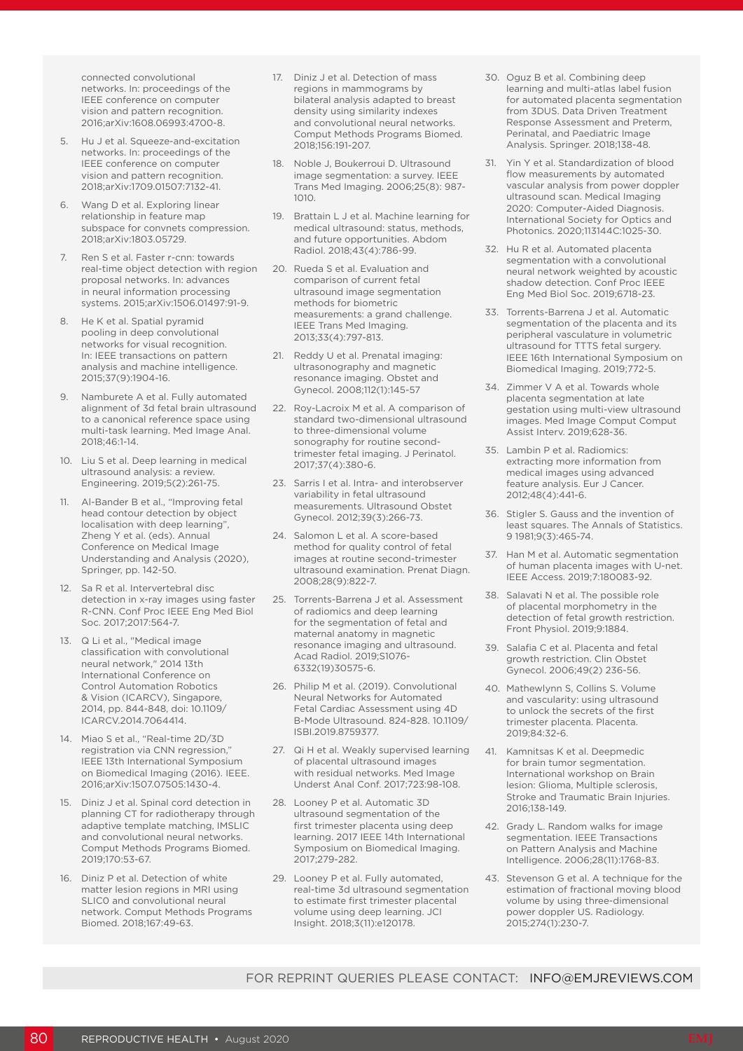connected convolutional networks. In: proceedings of the IEEE conference on computer vision and pattern recognition. 2016;arXiv:1608.06993:4700-8.

5. Hu J et al. Squeeze-and-excitation networks. In: proceedings of the IEEE conference on computer vision and pattern recognition. 2018;arXiv:1709.01507:7132-41.
6. Wang D et al. Exploring linear relationship in feature map subspace for convnets compression. 2018;arXiv:1803.05729.
7. Ren S et al. Faster r-cnn: towards real-time object detection with region proposal networks. In: advances in neural information processing systems. 2015;arXiv:1506.01497:91-9.
8. He K et al. Spatial pyramid pooling in deep convolutional networks for visual recognition. In: IEEE transactions on pattern analysis and machine intelligence. 2015;37(9):1904-16.
9. Namburete A et al. Fully automated alignment of 3d fetal brain ultrasound to a canonical reference space using multi-task learning. Med Image Anal. 2018;46:1-14.
10. Liu S et al. Deep learning in medical ultrasound analysis: a review. Engineering. 2019;5(2):261-75.
11. Al-Bander B et al., "Improving fetal head contour detection by object localisation with deep learning", Zheng Y et al. (eds). Annual Conference on Medical Image Understanding and Analysis (2020), Springer, pp. 142-50.
12. Sa R et al. Intervertebral disc detection in x-ray images using faster R-CNN. Conf Proc IEEE Eng Med Biol Soc. 2017;2017:564-7.
13. Q Li et al., "Medical image classification with convolutional neural network," 2014 13th International Conference on Control Automation Robotics & Vision (ICARCV), Singapore, 2014, pp. 844-848, doi: 10.1109/ICARCV.2014.7064414.
14. Miao S et al., "Real-time 2D/3D registration via CNN regression," IEEE 13th International Symposium on Biomedical Imaging (2016). IEEE. 2016;arXiv:1507.07505:1430-4.
15. Diniz J et al. Spinal cord detection in planning CT for radiotherapy through adaptive template matching, IMSLIC and convolutional neural networks. Comput Methods Programs Biomed. 2019;170:53-67.
16. Diniz P et al. Detection of white matter lesion regions in MRI using SLIC0 and convolutional neural network. Comput Methods Programs Biomed. 2018;167:49-63.
17. Diniz J et al. Detection of mass regions in mammograms by bilateral analysis adapted to breast density using similarity indexes and convolutional neural networks. Comput Methods Programs Biomed. 2018;156:191-207.
18. Noble J, Boukerroui D. Ultrasound image segmentation: a survey. IEEE Trans Med Imaging. 2006;25(8): 987-1010.
19. Brattain L J et al. Machine learning for medical ultrasound: status, methods, and future opportunities. Abdom Radiol. 2018;43(4):786-99.
20. Rueda S et al. Evaluation and comparison of current fetal ultrasound image segmentation methods for biometric measurements: a grand challenge. IEEE Trans Med Imaging. 2013;33(4):797-813.
21. Reddy U et al. Prenatal imaging: ultrasonography and magnetic resonance imaging. Obstet and Gynecol. 2008;112(1):145-57
22. Roy-Lacroix M et al. A comparison of standard two-dimensional ultrasound to three-dimensional volume sonography for routine second-trimester fetal imaging. J Perinatol. 2017;37(4):380-6.
23. Sarris I et al. Intra- and interobserver variability in fetal ultrasound measurements. Ultrasound Obstet Gynecol. 2012;39(3):266-73.
24. Salomon L et al. A score-based method for quality control of fetal images at routine second-trimester ultrasound examination. Prenat Diagn. 2008;28(9):822-7.
25. Torrents-Barrena J et al. Assessment of radiomics and deep learning for the segmentation of fetal and maternal anatomy in magnetic resonance imaging and ultrasound. Acad Radiol. 2019;S1076-6332(19)30575-6.
26. Philip M et al. (2019). Convolutional Neural Networks for Automated Fetal Cardiac Assessment using 4D B-Mode Ultrasound. 824-828. 10.1109/ISBI.2019.8759377.
27. Qi H et al. Weakly supervised learning of placental ultrasound images with residual networks. Med Image Underst Anal Conf. 2017;723:98-108.
28. Looney P et al. Automatic 3D ultrasound segmentation of the first trimester placenta using deep learning. 2017 IEEE 14th International Symposium on Biomedical Imaging. 2017;279-282.
29. Looney P et al. Fully automated, real-time 3d ultrasound segmentation to estimate first trimester placental volume using deep learning. JCI Insight. 2018;3(11):e120178.
30. Oguz B et al. Combining deep learning and multi-atlas label fusion for automated placenta segmentation from 3DUS. Data Driven Treatment Response Assessment and Preterm, Perinatal, and Paediatric Image Analysis. Springer. 2018;138-48.
31. Yin Y et al. Standardization of blood flow measurements by automated vascular analysis from power doppler ultrasound scan. Medical Imaging 2020: Computer-Aided Diagnosis. International Society for Optics and Photonics. 2020;113144C:1025-30.
32. Hu R et al. Automated placenta segmentation with a convolutional neural network weighted by acoustic shadow detection. Conf Proc IEEE Eng Med Biol Soc. 2019;6718-23.
33. Torrents-Barrena J et al. Automatic segmentation of the placenta and its peripheral vasculature in volumetric ultrasound for TTTS fetal surgery. IEEE 16th International Symposium on Biomedical Imaging. 2019;772-5.
34. Zimmer V A et al. Towards whole placenta segmentation at late gestation using multi-view ultrasound images. Med Image Comput Comput Assist Interv. 2019;628-36.
35. Lambin P et al. Radiomics: extracting more information from medical images using advanced feature analysis. Eur J Cancer. 2012;48(4):441-6.
36. Stigler S. Gauss and the invention of least squares. The Annals of Statistics. 9 1981;9(3):465-74.
37. Han M et al. Automatic segmentation of human placenta images with U-net. IEEE Access. 2019;7:180083-92.
38. Salavati N et al. The possible role of placental morphometry in the detection of fetal growth restriction. Front Physiol. 2019;9:1884.
39. Salafia C et al. Placenta and fetal growth restriction. Clin Obstet Gynecol. 2006;49(2) 236-56.
40. Mathewlynn S, Collins S. Volume and vascularity: using ultrasound to unlock the secrets of the first trimester placenta. Placenta. 2019;84:32-6.
41. Kamnitsas K et al. Deepmedic for brain tumor segmentation. International workshop on Brain lesion: Glioma, Multiple sclerosis, Stroke and Traumatic Brain Injuries. 2016;138-149.
42. Grady L. Random walks for image segmentation. IEEE Transactions on Pattern Analysis and Machine Intelligence. 2006;28(11):1768-83.
43. Stevenson G et al. A technique for the estimation of fractional moving blood volume by using three-dimensional power doppler US. Radiology. 2015;274(1):230-7.

FOR REPRINT QUERIES PLEASE CONTACT: INFO@EMJREVIEWS.COM